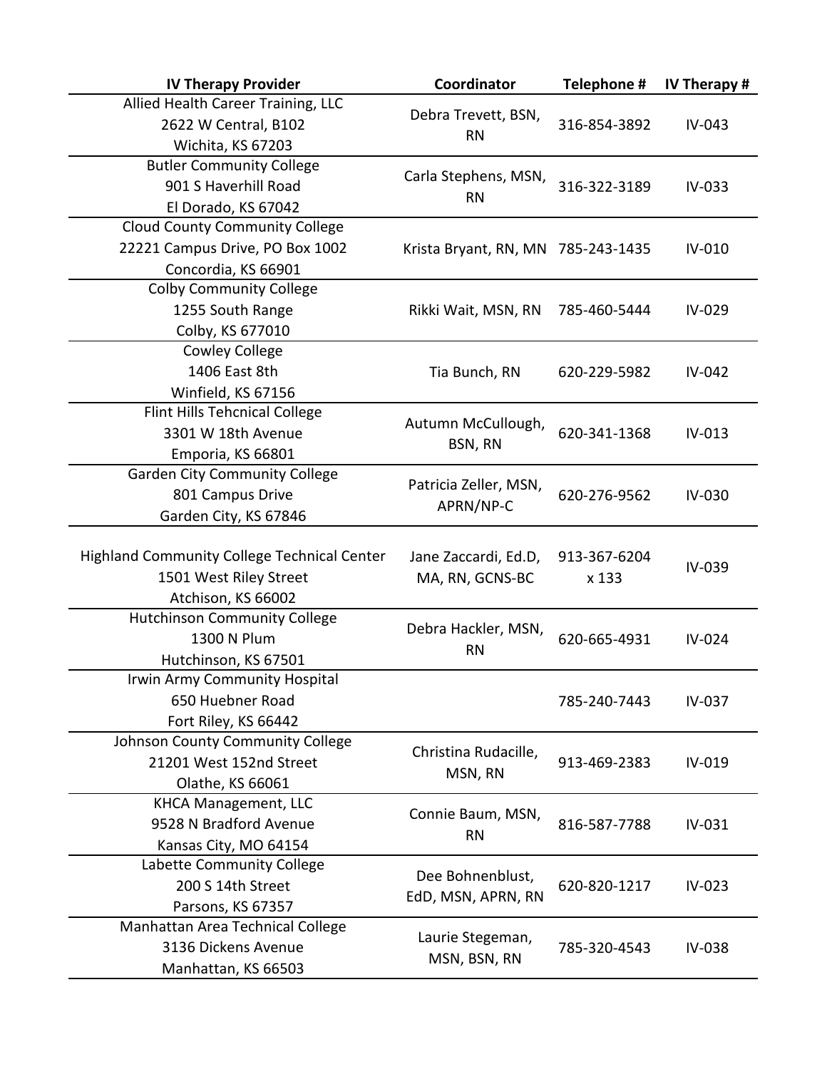| IV Therapy Provider | Coordinator | Telephone # | IV Therapy # |
|---|---|---|---|
| Allied Health Career Training, LLC<br>2622 W Central, B102<br>Wichita, KS 67203 | Debra Trevett, BSN, RN | 316-854-3892 | IV-043 |
| Butler Community College<br>901 S Haverhill Road<br>El Dorado, KS 67042 | Carla Stephens, MSN, RN | 316-322-3189 | IV-033 |
| Cloud County Community College<br>22221 Campus Drive, PO Box 1002<br>Concordia, KS 66901 | Krista Bryant, RN, MN | 785-243-1435 | IV-010 |
| Colby Community College<br>1255 South Range<br>Colby, KS 677010 | Rikki Wait, MSN, RN | 785-460-5444 | IV-029 |
| Cowley College<br>1406 East 8th<br>Winfield, KS 67156 | Tia Bunch, RN | 620-229-5982 | IV-042 |
| Flint Hills Tehcnical College<br>3301 W 18th Avenue<br>Emporia, KS 66801 | Autumn McCullough, BSN, RN | 620-341-1368 | IV-013 |
| Garden City Community College<br>801 Campus Drive<br>Garden City, KS 67846 | Patricia Zeller, MSN, APRN/NP-C | 620-276-9562 | IV-030 |
| Highland Community College Technical Center<br>1501 West Riley Street<br>Atchison, KS 66002 | Jane Zaccardi, Ed.D, MA, RN, GCNS-BC | 913-367-6204 x 133 | IV-039 |
| Hutchinson Community College<br>1300 N Plum<br>Hutchinson, KS 67501 | Debra Hackler, MSN, RN | 620-665-4931 | IV-024 |
| Irwin Army Community Hospital<br>650 Huebner Road<br>Fort Riley, KS 66442 | | 785-240-7443 | IV-037 |
| Johnson County Community College<br>21201 West 152nd Street<br>Olathe, KS 66061 | Christina Rudacille, MSN, RN | 913-469-2383 | IV-019 |
| KHCA Management, LLC<br>9528 N Bradford Avenue<br>Kansas City, MO 64154 | Connie Baum, MSN, RN | 816-587-7788 | IV-031 |
| Labette Community College<br>200 S 14th Street<br>Parsons, KS 67357 | Dee Bohnenblust, EdD, MSN, APRN, RN | 620-820-1217 | IV-023 |
| Manhattan Area Technical College<br>3136 Dickens Avenue<br>Manhattan, KS 66503 | Laurie Stegeman, MSN, BSN, RN | 785-320-4543 | IV-038 |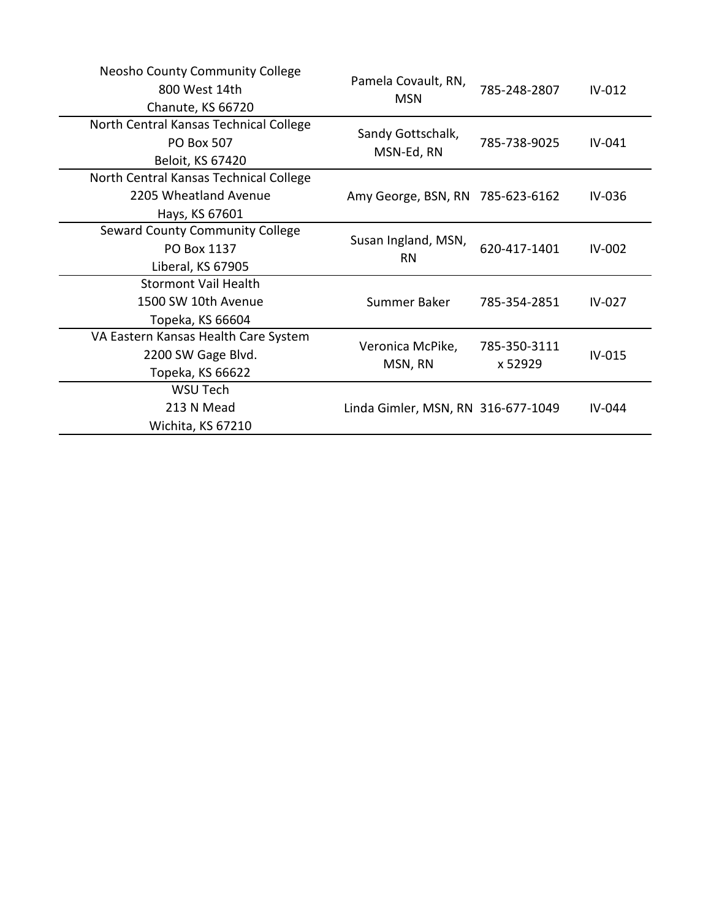| | | | |
|---|---|---|---|
| Neosho County Community College<br>800 West 14th<br>Chanute, KS 66720 | Pamela Covault, RN, MSN | 785-248-2807 | IV-012 |
| North Central Kansas Technical College<br>PO Box 507<br>Beloit, KS 67420 | Sandy Gottschalk, MSN-Ed, RN | 785-738-9025 | IV-041 |
| North Central Kansas Technical College<br>2205 Wheatland Avenue<br>Hays, KS 67601 | Amy George, BSN, RN | 785-623-6162 | IV-036 |
| Seward County Community College<br>PO Box 1137<br>Liberal, KS 67905 | Susan Ingland, MSN, RN | 620-417-1401 | IV-002 |
| Stormont Vail Health<br>1500 SW 10th Avenue<br>Topeka, KS 66604 | Summer Baker | 785-354-2851 | IV-027 |
| VA Eastern Kansas Health Care System<br>2200 SW Gage Blvd.<br>Topeka, KS 66622 | Veronica McPike, MSN, RN | 785-350-3111 x 52929 | IV-015 |
| WSU Tech<br>213 N Mead<br>Wichita, KS 67210 | Linda Gimler, MSN, RN | 316-677-1049 | IV-044 |